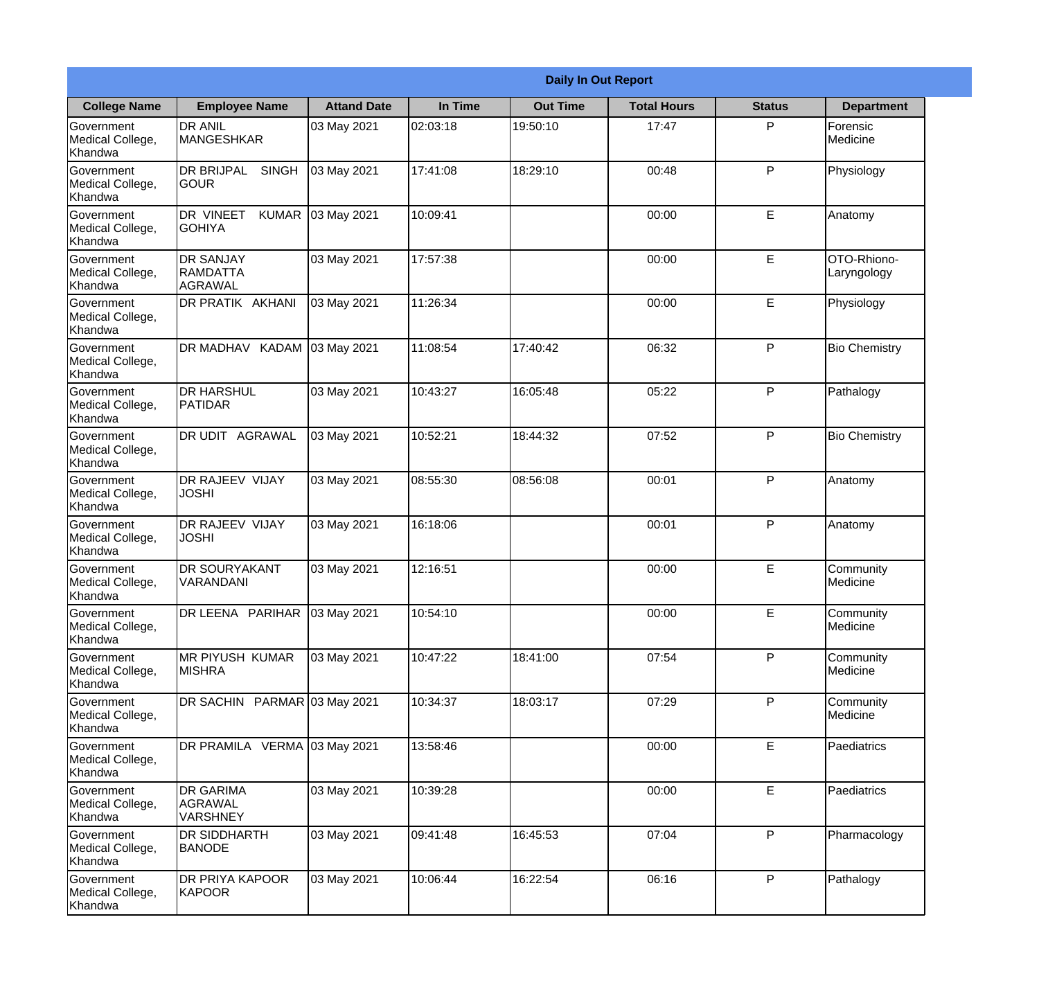| Daily In Out Report | | | | | | | |
|---|---|---|---|---|---|---|---|
| **College Name** | **Employee Name** | **Attand Date** | **In Time** | **Out Time** | **Total Hours** | **Status** | **Department** |
| Government Medical College, Khandwa | DR ANIL MANGESHKAR | 03 May 2021 | 02:03:18 | 19:50:10 | 17:47 | P | Forensic Medicine |
| Government Medical College, Khandwa | DR BRIJPAL SINGH GOUR | 03 May 2021 | 17:41:08 | 18:29:10 | 00:48 | P | Physiology |
| Government Medical College, Khandwa | DR VINEET KUMAR GOHIYA | 03 May 2021 | 10:09:41 | | 00:00 | E | Anatomy |
| Government Medical College, Khandwa | DR SANJAY RAMDATTA AGRAWAL | 03 May 2021 | 17:57:38 | | 00:00 | E | OTO-Rhiono-Laryngology |
| Government Medical College, Khandwa | DR PRATIK AKHANI | 03 May 2021 | 11:26:34 | | 00:00 | E | Physiology |
| Government Medical College, Khandwa | DR MADHAV KADAM | 03 May 2021 | 11:08:54 | 17:40:42 | 06:32 | P | Bio Chemistry |
| Government Medical College, Khandwa | DR HARSHUL PATIDAR | 03 May 2021 | 10:43:27 | 16:05:48 | 05:22 | P | Pathalogy |
| Government Medical College, Khandwa | DR UDIT AGRAWAL | 03 May 2021 | 10:52:21 | 18:44:32 | 07:52 | P | Bio Chemistry |
| Government Medical College, Khandwa | DR RAJEEV VIJAY JOSHI | 03 May 2021 | 08:55:30 | 08:56:08 | 00:01 | P | Anatomy |
| Government Medical College, Khandwa | DR RAJEEV VIJAY JOSHI | 03 May 2021 | 16:18:06 | | 00:01 | P | Anatomy |
| Government Medical College, Khandwa | DR SOURYAKANT VARANDANI | 03 May 2021 | 12:16:51 | | 00:00 | E | Community Medicine |
| Government Medical College, Khandwa | DR LEENA PARIHAR | 03 May 2021 | 10:54:10 | | 00:00 | E | Community Medicine |
| Government Medical College, Khandwa | MR PIYUSH KUMAR MISHRA | 03 May 2021 | 10:47:22 | 18:41:00 | 07:54 | P | Community Medicine |
| Government Medical College, Khandwa | DR SACHIN PARMAR | 03 May 2021 | 10:34:37 | 18:03:17 | 07:29 | P | Community Medicine |
| Government Medical College, Khandwa | DR PRAMILA VERMA | 03 May 2021 | 13:58:46 | | 00:00 | E | Paediatrics |
| Government Medical College, Khandwa | DR GARIMA AGRAWAL VARSHNEY | 03 May 2021 | 10:39:28 | | 00:00 | E | Paediatrics |
| Government Medical College, Khandwa | DR SIDDHARTH BANODE | 03 May 2021 | 09:41:48 | 16:45:53 | 07:04 | P | Pharmacology |
| Government Medical College, Khandwa | DR PRIYA KAPOOR KAPOOR | 03 May 2021 | 10:06:44 | 16:22:54 | 06:16 | P | Pathalogy |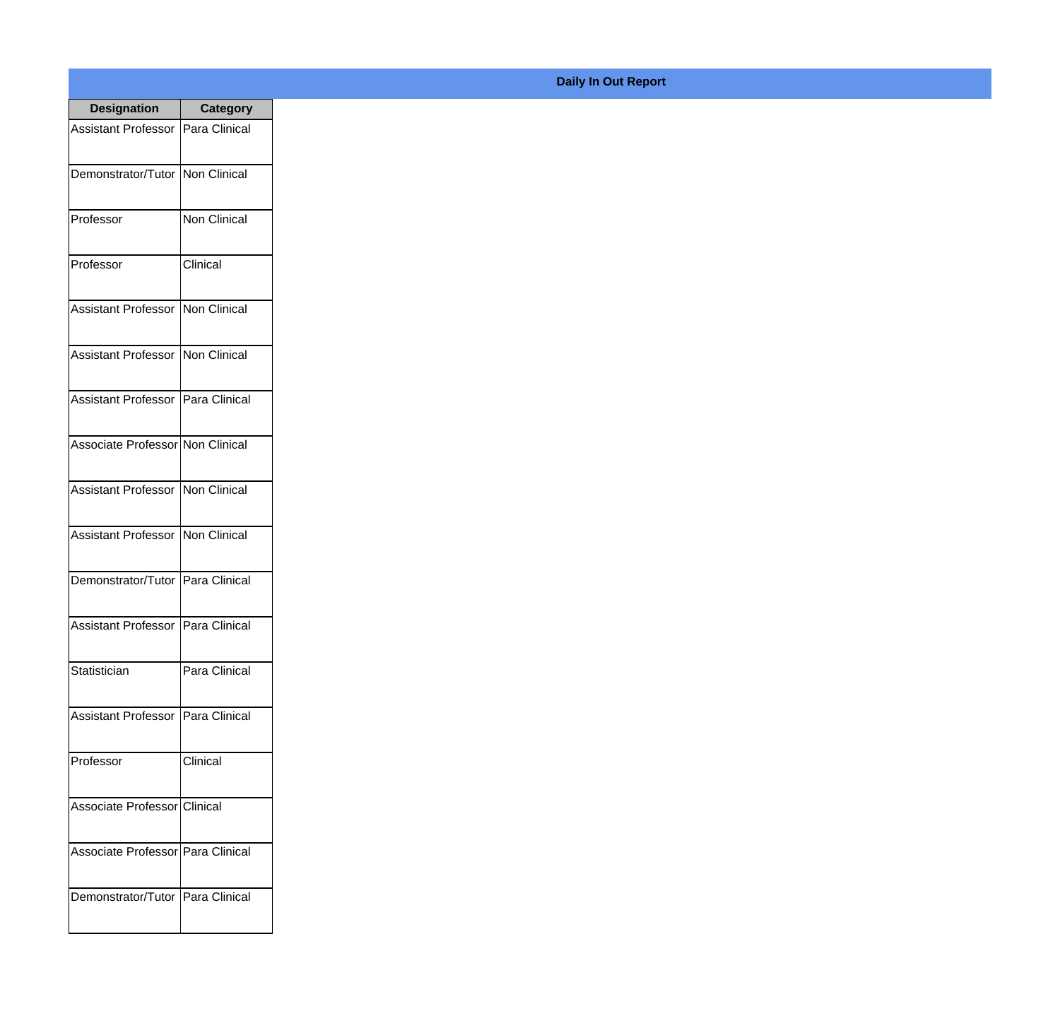**Daily In Out Report**

| Designation | Category |
|---|---|
| Assistant Professor | Para Clinical |
| Demonstrator/Tutor | Non Clinical |
| Professor | Non Clinical |
| Professor | Clinical |
| Assistant Professor | Non Clinical |
| Assistant Professor | Non Clinical |
| Assistant Professor | Para Clinical |
| Associate Professor | Non Clinical |
| Assistant Professor | Non Clinical |
| Assistant Professor | Non Clinical |
| Demonstrator/Tutor | Para Clinical |
| Assistant Professor | Para Clinical |
| Statistician | Para Clinical |
| Assistant Professor | Para Clinical |
| Professor | Clinical |
| Associate Professor | Clinical |
| Associate Professor | Para Clinical |
| Demonstrator/Tutor | Para Clinical |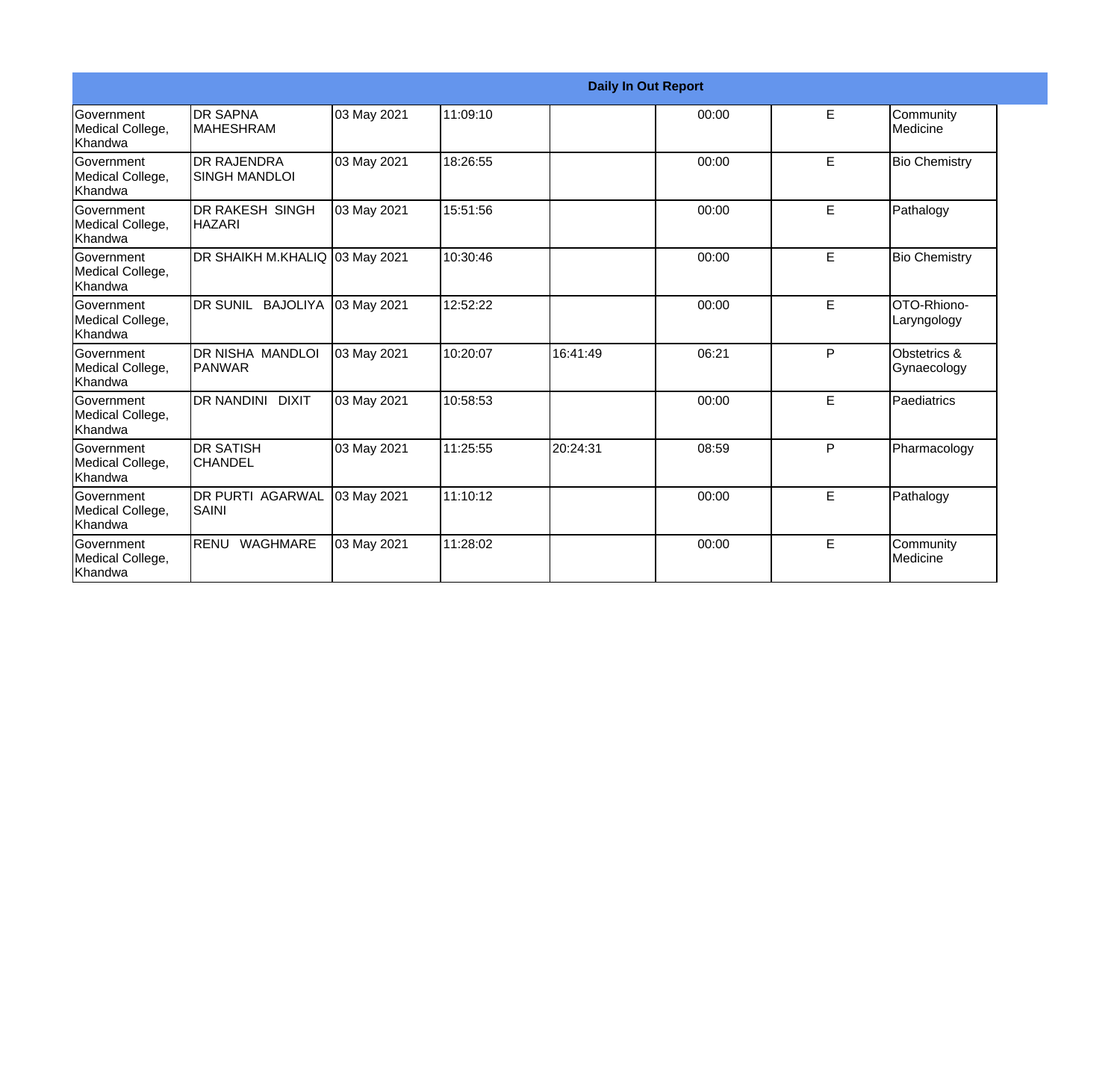| Daily In Out Report | | | | | | | |
|---|---|---|---|---|---|---|---|
| Government Medical College, Khandwa | DR SAPNA MAHESHRAM | 03 May 2021 | 11:09:10 | | 00:00 | E | Community Medicine |
| Government Medical College, Khandwa | DR RAJENDRA SINGH MANDLOI | 03 May 2021 | 18:26:55 | | 00:00 | E | Bio Chemistry |
| Government Medical College, Khandwa | DR RAKESH SINGH HAZARI | 03 May 2021 | 15:51:56 | | 00:00 | E | Pathalogy |
| Government Medical College, Khandwa | DR SHAIKH M.KHALIQ | 03 May 2021 | 10:30:46 | | 00:00 | E | Bio Chemistry |
| Government Medical College, Khandwa | DR SUNIL BAJOLIYA | 03 May 2021 | 12:52:22 | | 00:00 | E | OTO-Rhiono-Laryngology |
| Government Medical College, Khandwa | DR NISHA MANDLOI PANWAR | 03 May 2021 | 10:20:07 | 16:41:49 | 06:21 | P | Obstetrics & Gynaecology |
| Government Medical College, Khandwa | DR NANDINI DIXIT | 03 May 2021 | 10:58:53 | | 00:00 | E | Paediatrics |
| Government Medical College, Khandwa | DR SATISH CHANDEL | 03 May 2021 | 11:25:55 | 20:24:31 | 08:59 | P | Pharmacology |
| Government Medical College, Khandwa | DR PURTI AGARWAL SAINI | 03 May 2021 | 11:10:12 | | 00:00 | E | Pathalogy |
| Government Medical College, Khandwa | RENU WAGHMARE | 03 May 2021 | 11:28:02 | | 00:00 | E | Community Medicine |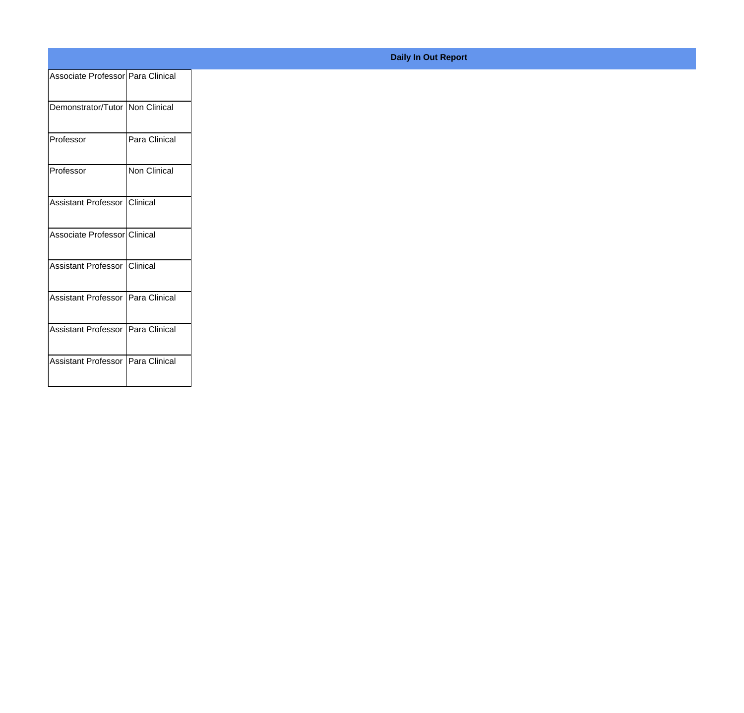**Daily In Out Report**

| | |
|---|---|
| Associate Professor | Para Clinical |
| Demonstrator/Tutor | Non Clinical |
| Professor | Para Clinical |
| Professor | Non Clinical |
| Assistant Professor | Clinical |
| Associate Professor | Clinical |
| Assistant Professor | Clinical |
| Assistant Professor | Para Clinical |
| Assistant Professor | Para Clinical |
| Assistant Professor | Para Clinical |